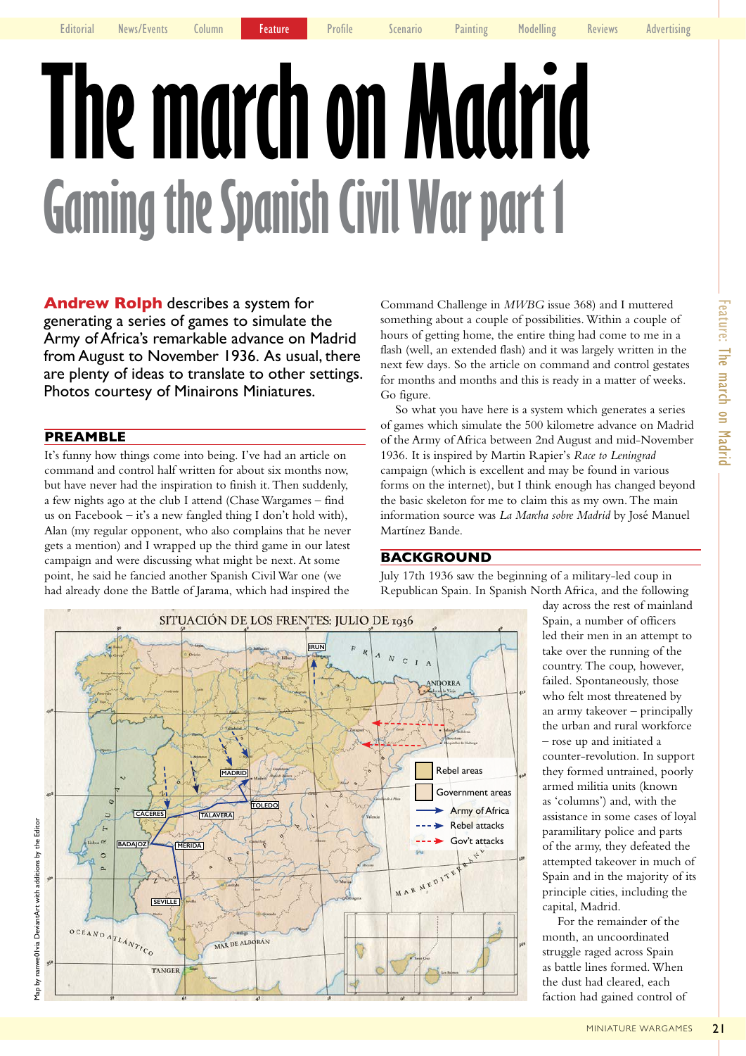# The march on Madrid

## Gaming the Spanish Civil War part 1

**Andrew Rolph** describes a system for generating a series of games to simulate the Army of Africa's remarkable advance on Madrid from August to November 1936. As usual, there are plenty of ideas to translate to other settings. Photos courtesy of Minairons Miniatures.

### PREAMBLE

It's funny how things come into being. I've had an article on command and control half written for about six months now, but have never had the inspiration to finish it. Then suddenly, a few nights ago at the club I attend (Chase Wargames – find us on Facebook – it's a new fangled thing I don't hold with), Alan (my regular opponent, who also complains that he never gets a mention) and I wrapped up the third game in our latest campaign and were discussing what might be next. At some point, he said he fancied another Spanish Civil War one (we had already done the Battle of Jarama, which had inspired the Command Challenge in *MWBG* issue 368) and I muttered something about a couple of possibilities. Within a couple of hours of getting home, the entire thing had come to me in a flash (well, an extended flash) and it was largely written in the next few days. So the article on command and control gestates for months and months and this is ready in a matter of weeks. Go figure.

So what you have here is a system which generates a series of games which simulate the 500 kilometre advance on Madrid of the Army of Africa between 2nd August and mid-November 1936. It is inspired by Martin Rapier's *Race to Leningrad* campaign (which is excellent and may be found in various forms on the internet), but I think enough has changed beyond the basic skeleton for me to claim this as my own. The main information source was *La Marcha sobre Madrid* by José Manuel Martínez Bande.

### BACKGROUND

July 17th 1936 saw the beginning of a military-led coup in Republican Spain. In Spanish North Africa, and the following day across the rest of mainland Spain, a number of officers led their men in an attempt to take over the running of the country. The coup, however, failed. Spontaneously, those who felt most threatened by an army takeover – principally the urban and rural workforce – rose up and initiated a counter-revolution. In support they formed untrained, poorly armed militia units (known as 'columns') and, with the assistance in some cases of loyal paramilitary police and parts of the army, they defeated the attempted takeover in much of Spain and in the majority of its principle cities, including the capital, Madrid.

For the remainder of the month, an uncoordinated struggle raged across Spain as battle lines formed. When the dust had cleared, each faction had gained control of

SITUACIÓN DE LOS FRENTES: JULIO DE 1936

Rebel areas
Government areas
Army of Africa
Rebel attacks
Gov't attacks

Map by rainwe01via DeviantArt with additions by the Editor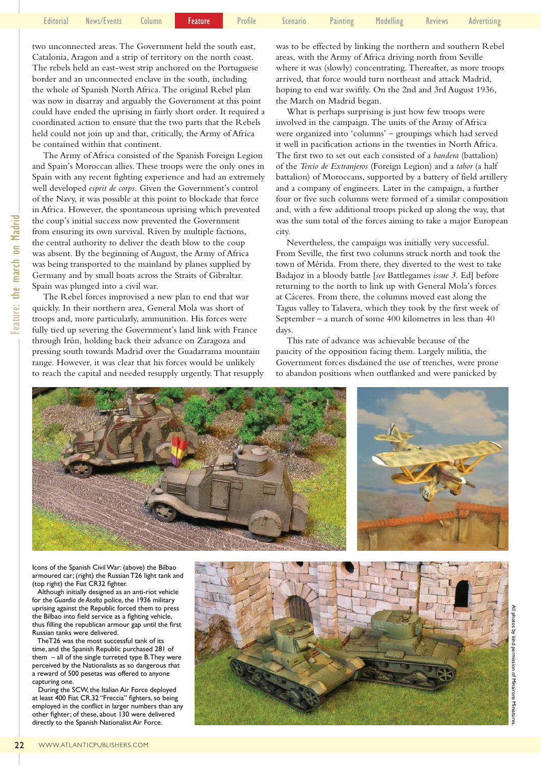two unconnected areas. The Government held the south east, Catalonia, Aragon and a strip of territory on the north coast. The rebels held an east-west strip anchored on the Portuguese border and an unconnected enclave in the south, including the whole of Spanish North Africa. The original Rebel plan was now in disarray and arguably the Government at this point could have ended the uprising in fairly short order. It required a coordinated action to ensure that the two parts that the Rebels held could not join up and that, critically, the Army of Africa be contained within that continent.

The Army of Africa consisted of the Spanish Foreign Legion and Spain's Moroccan allies. These troops were the only ones in Spain with any recent fighting experience and had an extremely well developed *esprit de corps*. Given the Government's control of the Navy, it was possible at this point to blockade that force in Africa. However, the spontaneous uprising which prevented the coup's initial success now prevented the Government from ensuring its own survival. Riven by multiple factions, the central authority to deliver the death blow to the coup was absent. By the beginning of August, the Army of Africa was being transported to the mainland by planes supplied by Germany and by small boats across the Straits of Gibraltar. Spain was plunged into a civil war.

The Rebel forces improvised a new plan to end that war quickly. In their northern area, General Mola was short of troops and, more particularly, ammunition. His forces were fully tied up severing the Government's land link with France through Irún, holding back their advance on Zaragoza and pressing south towards Madrid over the Guadarrama mountain range. However, it was clear that his forces would be unlikely to reach the capital and needed resupply urgently. That resupply was to be effected by linking the northern and southern Rebel areas, with the Army of Africa driving north from Seville where it was (slowly) concentrating. Thereafter, as more troops arrived, that force would turn northeast and attack Madrid, hoping to end war swiftly. On the 2nd and 3rd August 1936, the March on Madrid began.

What is perhaps surprising is just how few troops were involved in the campaign. The units of the Army of Africa were organized into 'columns' – groupings which had served it well in pacification actions in the twenties in North Africa. The first two to set out each consisted of a *bandera* (battalion) of the *Tercio de Extranjeros* (Foreign Legion) and a *tabor* (a half battalion) of Moroccans, supported by a battery of field artillery and a company of engineers. Later in the campaign, a further four or five such columns were formed of a similar composition and, with a few additional troops picked up along the way, that was the sum total of the forces aiming to take a major European city.

Nevertheless, the campaign was initially very successful. From Seville, the first two columns struck north and took the town of Mérida. From there, they diverted to the west to take Badajoz in a bloody battle [*see* Battlegames *issue 3*. Ed] before returning to the north to link up with General Mola's forces at Cáceres. From there, the columns moved east along the Tagus valley to Talavera, which they took by the first week of September – a march of some 400 kilometres in less than 40 days.

This rate of advance was achievable because of the paucity of the opposition facing them. Largely militia, the Government forces disdained the use of trenches, were prone to abandon positions when outflanked and were panicked by

Icons of the Spanish Civil War: (above) the Bilbao armoured car; (right) the Russian T26 light tank and (top right) the Fiat CR32 fighter.

Although initially designed as an anti-riot vehicle for the *Guardia de Asalto* police, the 1936 military uprising against the Republic forced them to press the Bilbao into field service as a fighting vehicle, thus filling the republican armour gap until the first Russian tanks were delivered.

The T26 was the most successful tank of its time, and the Spanish Republic purchased 281 of them – all of the single turreted type B. They were perceived by the Nationalists as so dangerous that a reward of 500 pesetas was offered to anyone capturing one.

During the SCW, the Italian Air Force deployed at least 400 Fiat CR.32 "Freccia" fighters, so being employed in the conflict in larger numbers than any other fighter; of these, about 130 were delivered directly to the Spanish Nationalist Air Force.

All photos by kind permission of Minairons Miniatures.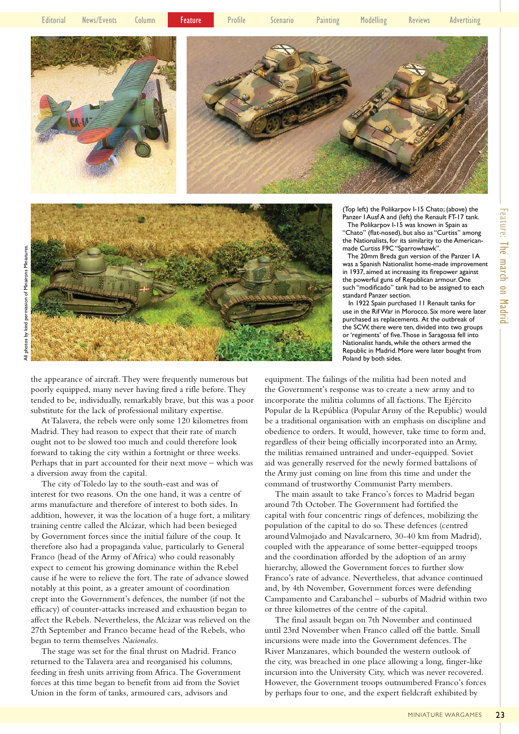(Top left) the Polikarpov I-15 Chato; (above) the Panzer I Ausf A and (left) the Renault FT-17 tank.

The Polikarpov I-15 was known in Spain as "Chato" (flat-nosed), but also as "Curtiss" among the Nationalists, for its similarity to the American-made Curtiss F9C "Sparrowhawk".

The 20mm Breda gun version of the Panzer I A was a Spanish Nationalist home-made improvement in 1937, aimed at increasing its firepower against the powerful guns of Republican armour. One such "modificado" tank had to be assigned to each standard Panzer section.

In 1922 Spain purchased 11 Renault tanks for use in the Rif War in Morocco. Six more were later purchased as replacements. At the outbreak of the SCW, there were ten, divided into two groups or 'regiments' of five. Those in Saragossa fell into Nationalist hands, while the others armed the Republic in Madrid. More were later bought from Poland by both sides.

All photos by kind permission of Minairons Miniatures.

the appearance of aircraft. They were frequently numerous but poorly equipped, many never having fired a rifle before. They tended to be, individually, remarkably brave, but this was a poor substitute for the lack of professional military expertise.

At Talavera, the rebels were only some 120 kilometres from Madrid. They had reason to expect that their rate of march ought not to be slowed too much and could therefore look forward to taking the city within a fortnight or three weeks. Perhaps that in part accounted for their next move – which was a diversion away from the capital.

The city of Toledo lay to the south-east and was of interest for two reasons. On the one hand, it was a centre of arms manufacture and therefore of interest to both sides. In addition, however, it was the location of a huge fort, a military training centre called the Alcázar, which had been besieged by Government forces since the initial failure of the coup. It therefore also had a propaganda value, particularly to General Franco (head of the Army of Africa) who could reasonably expect to cement his growing dominance within the Rebel cause if he were to relieve the fort. The rate of advance slowed notably at this point, as a greater amount of coordination crept into the Government's defences, the number (if not the efficacy) of counter-attacks increased and exhaustion began to affect the Rebels. Nevertheless, the Alcázar was relieved on the 27th September and Franco became head of the Rebels, who began to term themselves *Nacionales*.

The stage was set for the final thrust on Madrid. Franco returned to the Talavera area and reorganised his columns, feeding in fresh units arriving from Africa. The Government forces at this time began to benefit from aid from the Soviet Union in the form of tanks, armoured cars, advisors and equipment. The failings of the militia had been noted and the Government's response was to create a new army and to incorporate the militia columns of all factions. The Ejército Popular de la República (Popular Army of the Republic) would be a traditional organisation with an emphasis on discipline and obedience to orders. It would, however, take time to form and, regardless of their being officially incorporated into an Army, the militias remained untrained and under-equipped. Soviet aid was generally reserved for the newly formed battalions of the Army just coming on line from this time and under the command of trustworthy Communist Party members.

The main assault to take Franco's forces to Madrid began around 7th October. The Government had fortified the capital with four concentric rings of defences, mobilizing the population of the capital to do so. These defences (centred around Valmojado and Navalcarnero, 30-40 km from Madrid), coupled with the appearance of some better-equipped troops and the coordination afforded by the adoption of an army hierarchy, allowed the Government forces to further slow Franco's rate of advance. Nevertheless, that advance continued and, by 4th November, Government forces were defending Campamento and Carabanchel – suburbs of Madrid within two or three kilometres of the centre of the capital.

The final assault began on 7th November and continued until 23rd November when Franco called off the battle. Small incursions were made into the Government defences. The River Manzanares, which bounded the western outlook of the city, was breached in one place allowing a long, finger-like incursion into the University City, which was never recovered. However, the Government troops outnumbered Franco's forces by perhaps four to one, and the expert fieldcraft exhibited by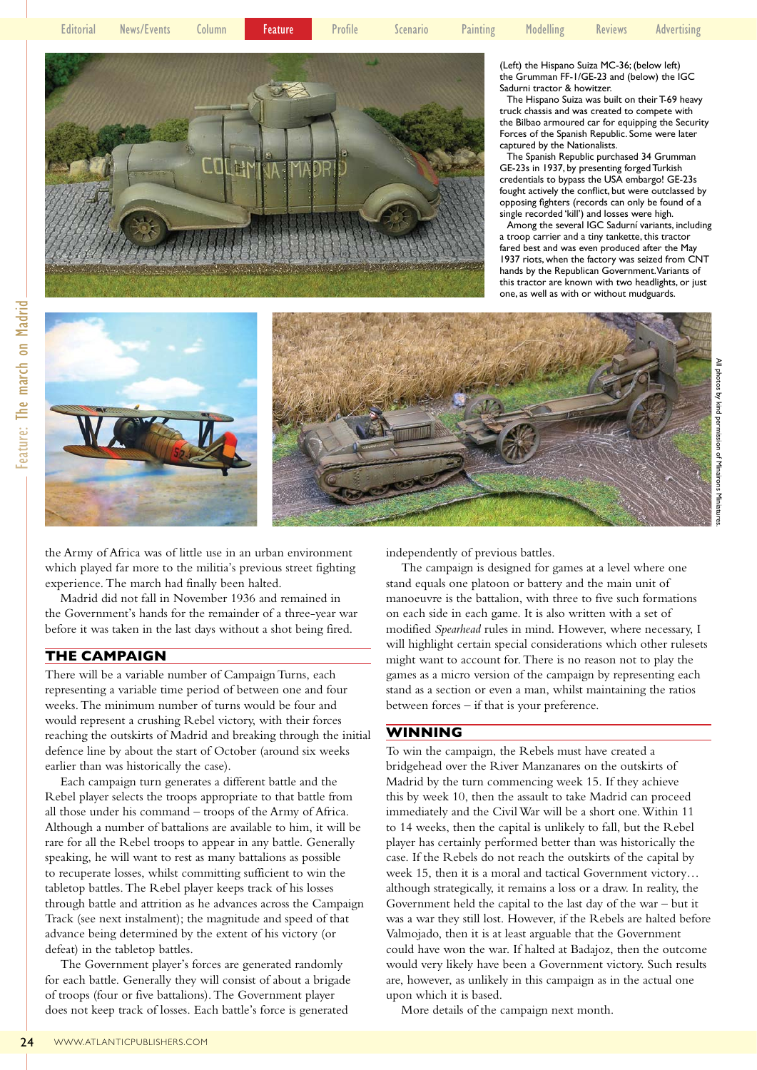(Left) the Hispano Suiza MC-36; (below left) the Grumman FF-1/GE-23 and (below) the IGC Sadurni tractor & howitzer.

The Hispano Suiza was built on their T-69 heavy truck chassis and was created to compete with the Bilbao armoured car for equipping the Security Forces of the Spanish Republic. Some were later captured by the Nationalists.

The Spanish Republic purchased 34 Grumman GE-23s in 1937, by presenting forged Turkish credentials to bypass the USA embargo! GE-23s fought actively the conflict, but were outclassed by opposing fighters (records can only be found of a single recorded 'kill') and losses were high.

Among the several IGC Sadurní variants, including a troop carrier and a tiny tankette, this tractor fared best and was even produced after the May 1937 riots, when the factory was seized from CNT hands by the Republican Government. Variants of this tractor are known with two headlights, or just one, as well as with or without mudguards.

All photos by kind permission of Minairons Miniatures.

the Army of Africa was of little use in an urban environment which played far more to the militia's previous street fighting experience. The march had finally been halted.

Madrid did not fall in November 1936 and remained in the Government's hands for the remainder of a three-year war before it was taken in the last days without a shot being fired.

## THE CAMPAIGN

There will be a variable number of Campaign Turns, each representing a variable time period of between one and four weeks. The minimum number of turns would be four and would represent a crushing Rebel victory, with their forces reaching the outskirts of Madrid and breaking through the initial defence line by about the start of October (around six weeks earlier than was historically the case).

Each campaign turn generates a different battle and the Rebel player selects the troops appropriate to that battle from all those under his command – troops of the Army of Africa. Although a number of battalions are available to him, it will be rare for all the Rebel troops to appear in any battle. Generally speaking, he will want to rest as many battalions as possible to recuperate losses, whilst committing sufficient to win the tabletop battles. The Rebel player keeps track of his losses through battle and attrition as he advances across the Campaign Track (see next instalment); the magnitude and speed of that advance being determined by the extent of his victory (or defeat) in the tabletop battles.

The Government player's forces are generated randomly for each battle. Generally they will consist of about a brigade of troops (four or five battalions). The Government player does not keep track of losses. Each battle's force is generated independently of previous battles.

The campaign is designed for games at a level where one stand equals one platoon or battery and the main unit of manoeuvre is the battalion, with three to five such formations on each side in each game. It is also written with a set of modified *Spearhead* rules in mind. However, where necessary, I will highlight certain special considerations which other rulesets might want to account for. There is no reason not to play the games as a micro version of the campaign by representing each stand as a section or even a man, whilst maintaining the ratios between forces – if that is your preference.

## WINNING

To win the campaign, the Rebels must have created a bridgehead over the River Manzanares on the outskirts of Madrid by the turn commencing week 15. If they achieve this by week 10, then the assault to take Madrid can proceed immediately and the Civil War will be a short one. Within 11 to 14 weeks, then the capital is unlikely to fall, but the Rebel player has certainly performed better than was historically the case. If the Rebels do not reach the outskirts of the capital by week 15, then it is a moral and tactical Government victory… although strategically, it remains a loss or a draw. In reality, the Government held the capital to the last day of the war – but it was a war they still lost. However, if the Rebels are halted before Valmojado, then it is at least arguable that the Government could have won the war. If halted at Badajoz, then the outcome would very likely have been a Government victory. Such results are, however, as unlikely in this campaign as in the actual one upon which it is based.

More details of the campaign next month.